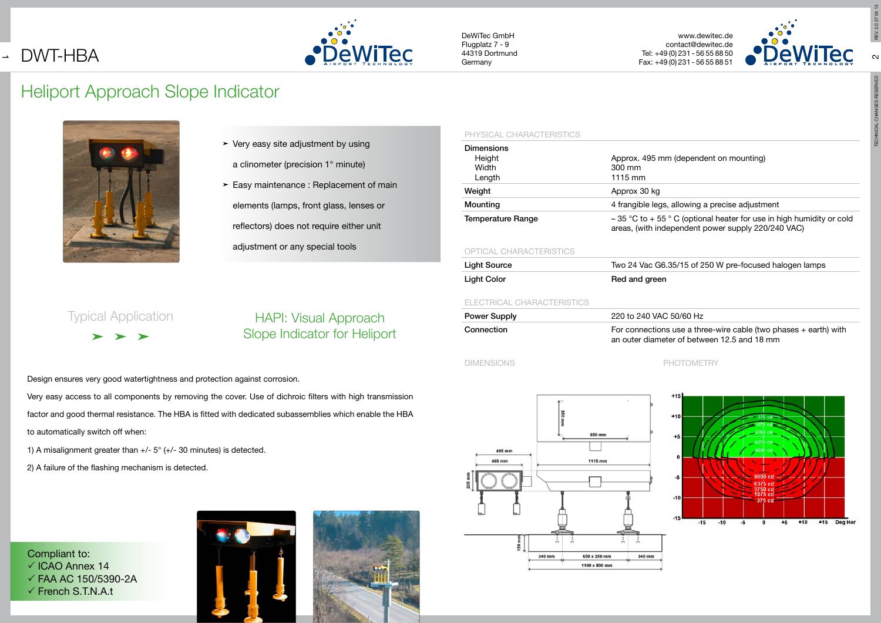# DWT-HBA

DeWiTec GmbH
Flugplatz 7 - 9
44319 Dortmund
Germany

www.dewitec.de
contact@dewitec.de
Tel: +49 (0) 231 - 56 55 88 50
Fax: +49 (0) 231 - 56 55 88 51

## Heliport Approach Slope Indicator

- Very easy site adjustment by using a clinometer (precision 1° minute)
- Easy maintenance : Replacement of main elements (lamps, front glass, lenses or reflectors) does not require either unit adjustment or any special tools

Typical Application

### HAPI: Visual Approach Slope Indicator for Heliport

Design ensures very good watertightness and protection against corrosion.

Very easy access to all components by removing the cover. Use of dichroic filters with high transmission factor and good thermal resistance. The HBA is fitted with dedicated subassemblies which enable the HBA to automatically switch off when:

1) A misalignment greater than +/- 5° (+/- 30 minutes) is detected.

2) A failure of the flashing mechanism is detected.

Compliant to:
✓ ICAO Annex 14
✓ FAA AC 150/5390-2A
✓ French S.T.N.A.t

### PHYSICAL CHARACTERISTICS

| | |
|---|---|
| **Dimensions** | |
| Height | Approx. 495 mm (dependent on mounting) |
| Width | 300 mm |
| Length | 1115 mm |
| **Weight** | Approx 30 kg |
| **Mounting** | 4 frangible legs, allowing a precise adjustment |
| **Temperature Range** | – 35 °C to + 55 ° C (optional heater for use in high humidity or cold areas, (with independent power supply 220/240 VAC) |

### OPTICAL CHARACTERISTICS

| | |
|---|---|
| **Light Source** | Two 24 Vac G6.35/15 of 250 W pre-focused halogen lamps |
| **Light Color** | Red and green |

### ELECTRICAL CHARACTERISTICS

| | |
|---|---|
| **Power Supply** | 220 to 240 VAC 50/60 Hz |
| **Connection** | For connections use a three-wire cable (two phases + earth) with an outer diameter of between 12.5 and 18 mm |

### DIMENSIONS

### PHOTOMETRY

REV. 2.0 27 04 13

TECHNICAL CHANGES RESERVED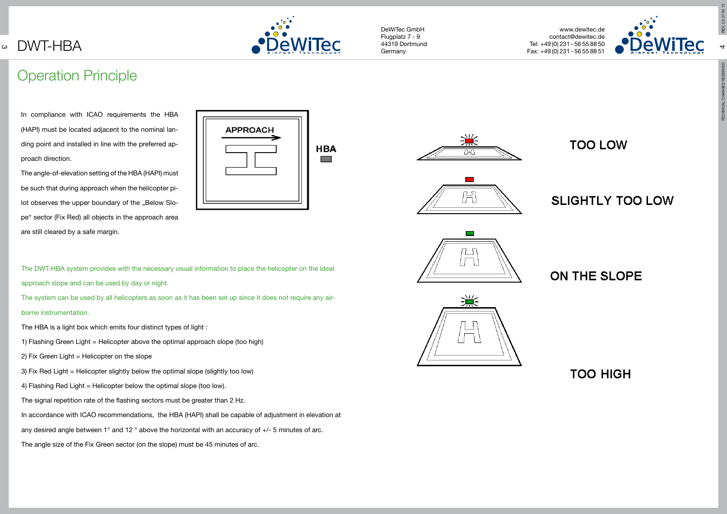# DWT-HBA

DeWiTec GmbH
Flugplatz 7 - 9
44319 Dortmund
Germany

www.dewitec.de
contact@dewitec.de
Tel: +49 (0) 231 - 56 55 88 50
Fax: +49 (0) 231 - 56 55 88 51

## Operation Principle

In compliance with ICAO requirements the HBA (HAPI) must be located adjacent to the nominal landing point and installed in line with the preferred approach direction.

The angle-of-elevation setting of the HBA (HAPI) must be such that during approach when the helicopter pilot observes the upper boundary of the „Below Slope“ sector (Fix Red) all objects in the approach area are still cleared by a safe margin.

APPROACH

HBA

TOO LOW

SLIGHTLY TOO LOW

ON THE SLOPE

TOO HIGH

The DWT-HBA system provides with the necessary visual information to place the helicopter on the ideal approach slope and can be used by day or night.

The system can be used by all helicopters as soon as it has been set up since it does not require any airborne instrumentation.

The HBA is a light box which emits four distinct types of light :

1) Flashing Green Light = Helicopter above the optimal approach slope (too high)

2) Fix Green Light = Helicopter on the slope

3) Fix Red Light = Helicopter slightly below the optimal slope (slightly too low)

4) Flashing Red Light = Helicopter below the optimal slope (too low).

The signal repetition rate of the flashing sectors must be greater than 2 Hz.

In accordance with ICAO recommendations, the HBA (HAPI) shall be capable of adjustment in elevation at any desired angle between 1° and 12 ° above the horizontal with an accuracy of +/- 5 minutes of arc.

The angle size of the Fix Green sector (on the slope) must be 45 minutes of arc.